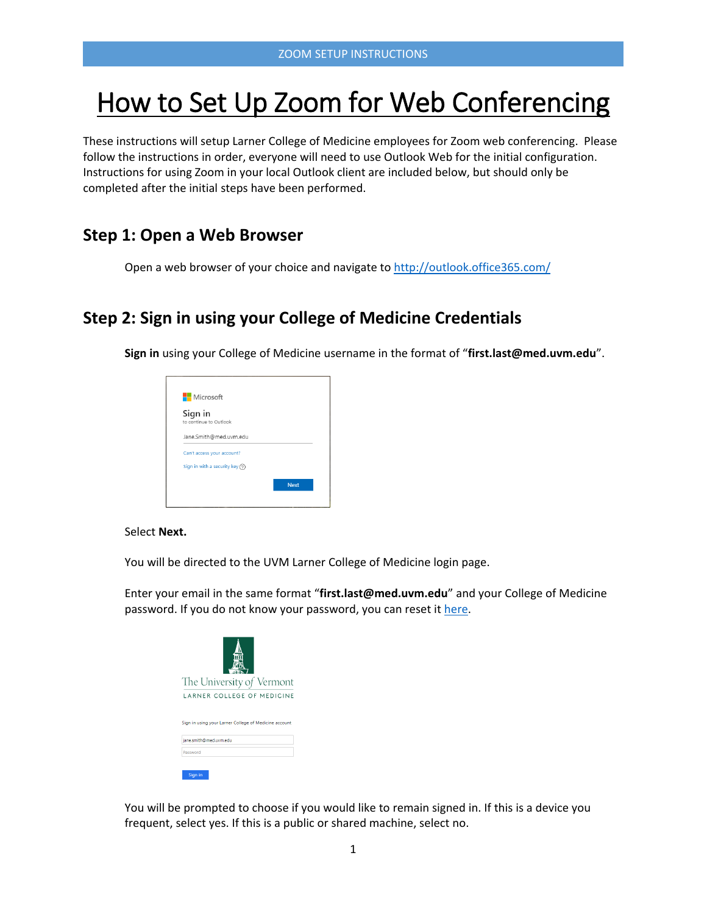# How to Set Up Zoom for Web Conferencing

These instructions will setup Larner College of Medicine employees for Zoom web conferencing. Please follow the instructions in order, everyone will need to use Outlook Web for the initial configuration. Instructions for using Zoom in your local Outlook client are included below, but should only be completed after the initial steps have been performed.

## Step 1: Open a Web Browser

Open a web browser of your choice and navigate to [http://outlook.office365.com/](http://outlook.office365.com/)

## Step 2: Sign in using your College of Medicine Credentials

**Sign in** using your College of Medicine username in the format of "**first.last@med.uvm.edu**".

Select **Next.**

You will be directed to the UVM Larner College of Medicine login page.

Enter your email in the same format "**first.last@med.uvm.edu**" and your College of Medicine password. If you do not know your password, you can reset it here.

You will be prompted to choose if you would like to remain signed in. If this is a device you frequent, select yes. If this is a public or shared machine, select no.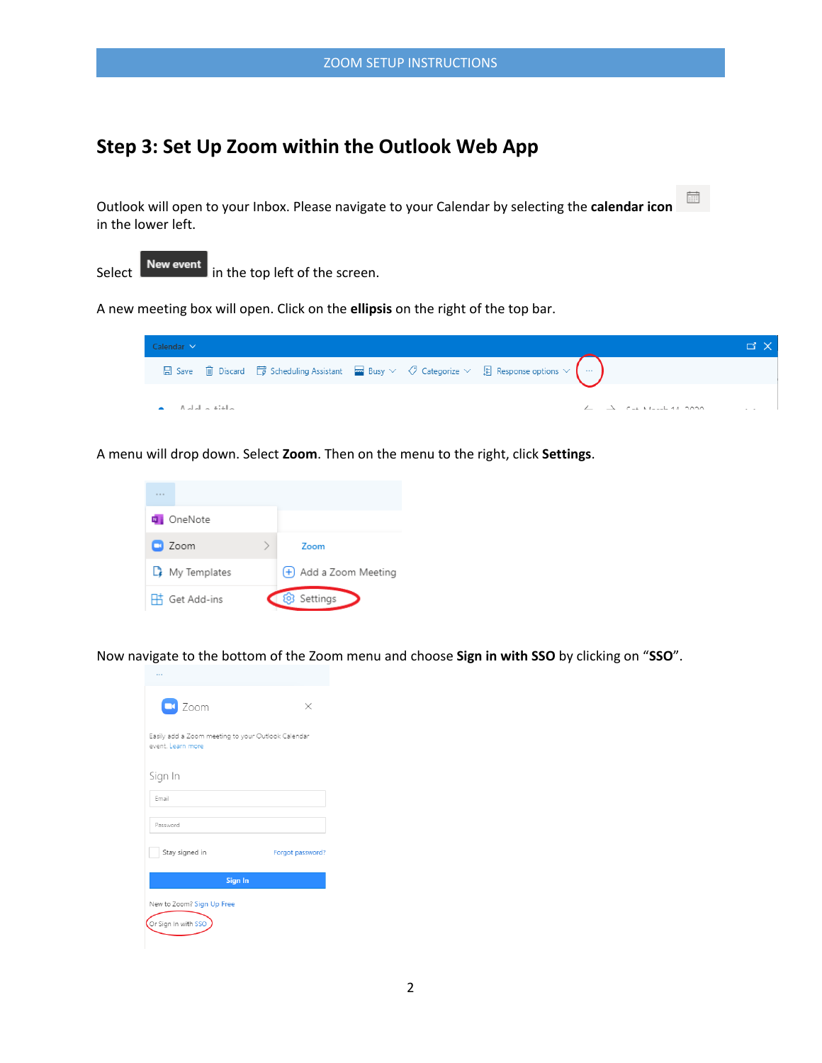## Step 3: Set Up Zoom within the Outlook Web App

Outlook will open to your Inbox. Please navigate to your Calendar by selecting the **calendar icon** in the lower left.

Select New event in the top left of the screen.

A new meeting box will open. Click on the **ellipsis** on the right of the top bar.

A menu will drop down. Select **Zoom**. Then on the menu to the right, click **Settings**.

Now navigate to the bottom of the Zoom menu and choose **Sign in with SSO** by clicking on "**SSO**".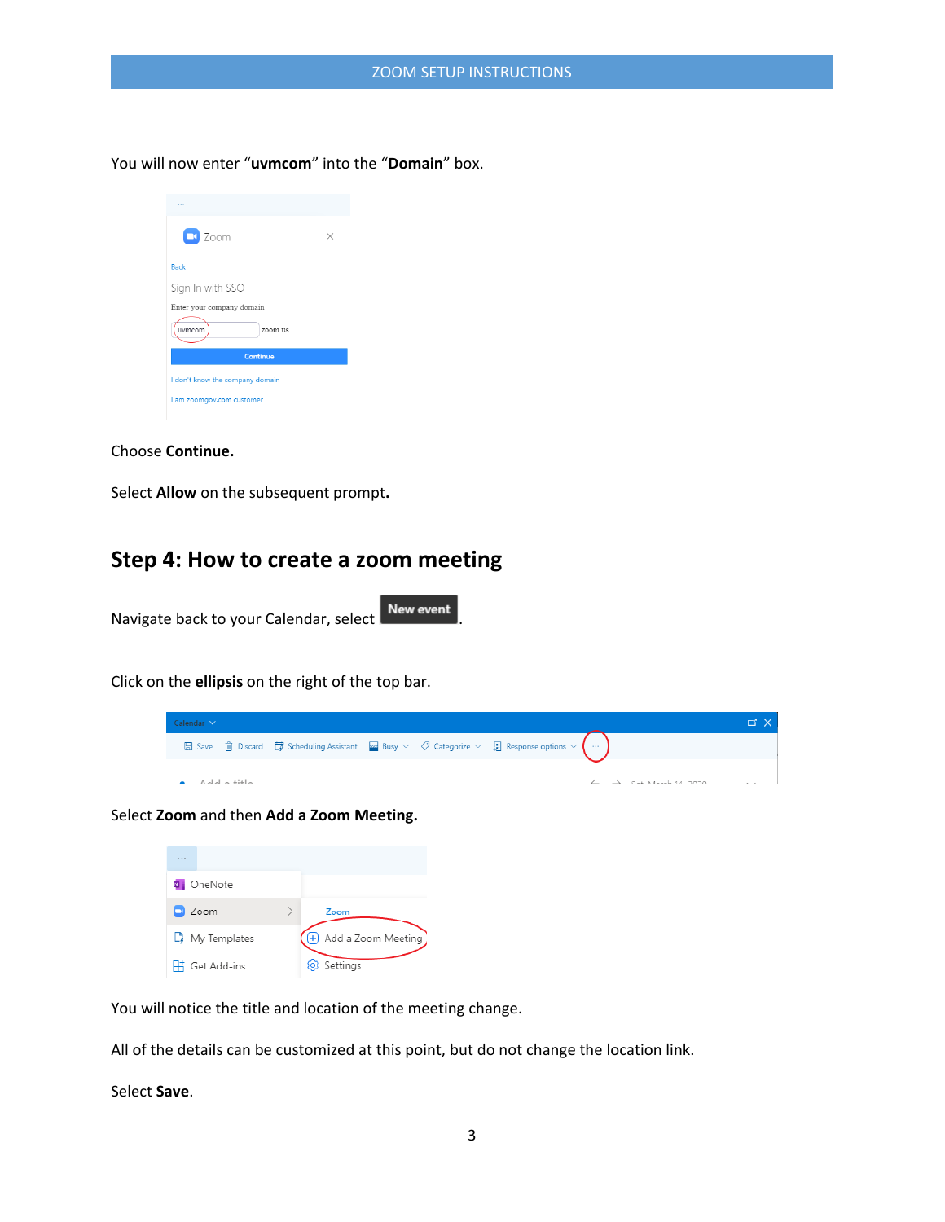You will now enter “**uvmcom**” into the “**Domain**” box.

Choose **Continue.**

Select **Allow** on the subsequent prompt**.**

## Step 4: How to create a zoom meeting

Navigate back to your Calendar, select **New event**.

Click on the **ellipsis** on the right of the top bar.

Select **Zoom** and then **Add a Zoom Meeting.**

You will notice the title and location of the meeting change.

All of the details can be customized at this point, but do not change the location link.

Select **Save**.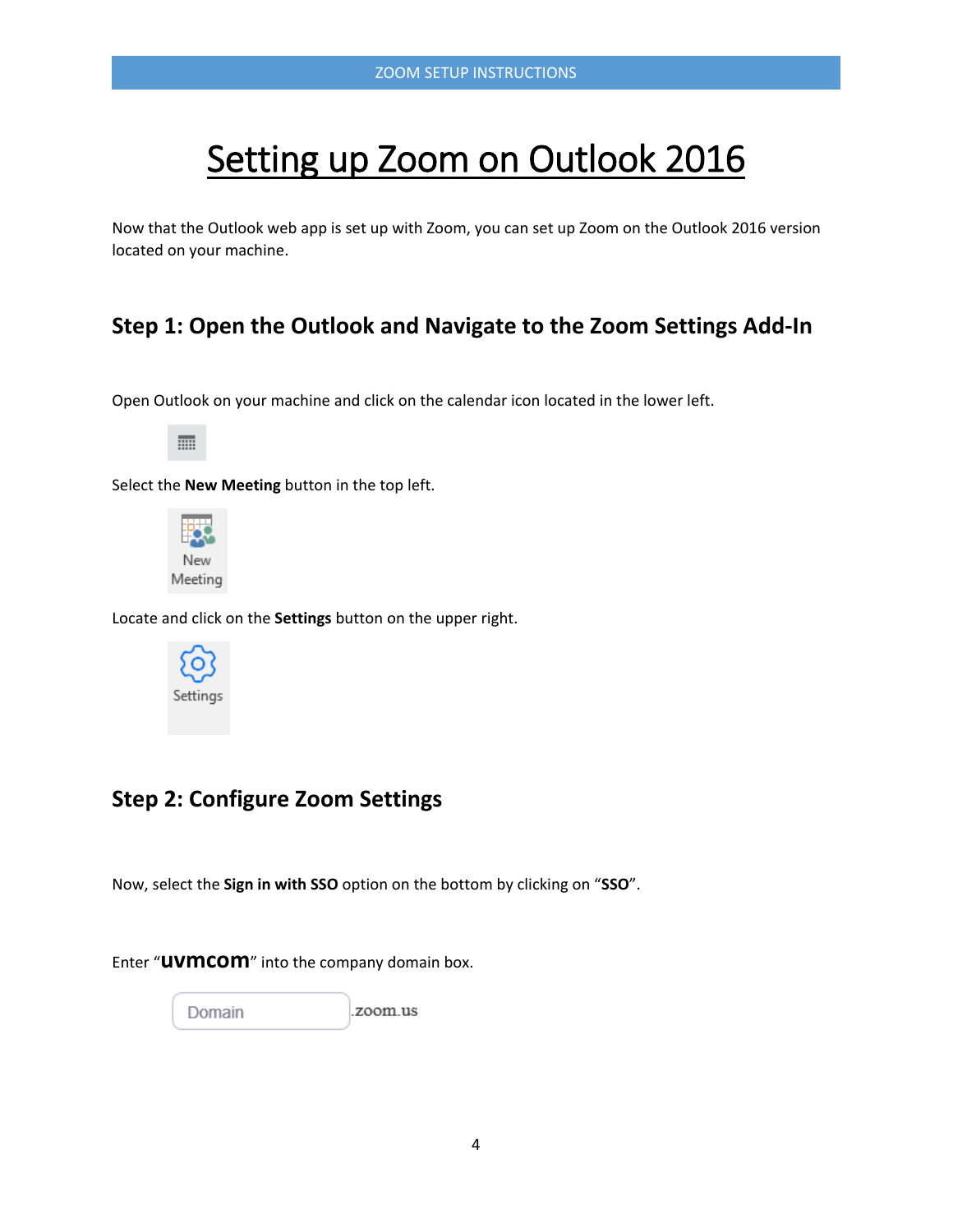# Setting up Zoom on Outlook 2016

Now that the Outlook web app is set up with Zoom, you can set up Zoom on the Outlook 2016 version located on your machine.

## Step 1: Open the Outlook and Navigate to the Zoom Settings Add-In

Open Outlook on your machine and click on the calendar icon located in the lower left.

Select the **New Meeting** button in the top left.

New Meeting

Locate and click on the **Settings** button on the upper right.

Settings

## Step 2: Configure Zoom Settings

Now, select the **Sign in with SSO** option on the bottom by clicking on "**SSO**".

Enter "**uvmcom**" into the company domain box.

Domain .zoom.us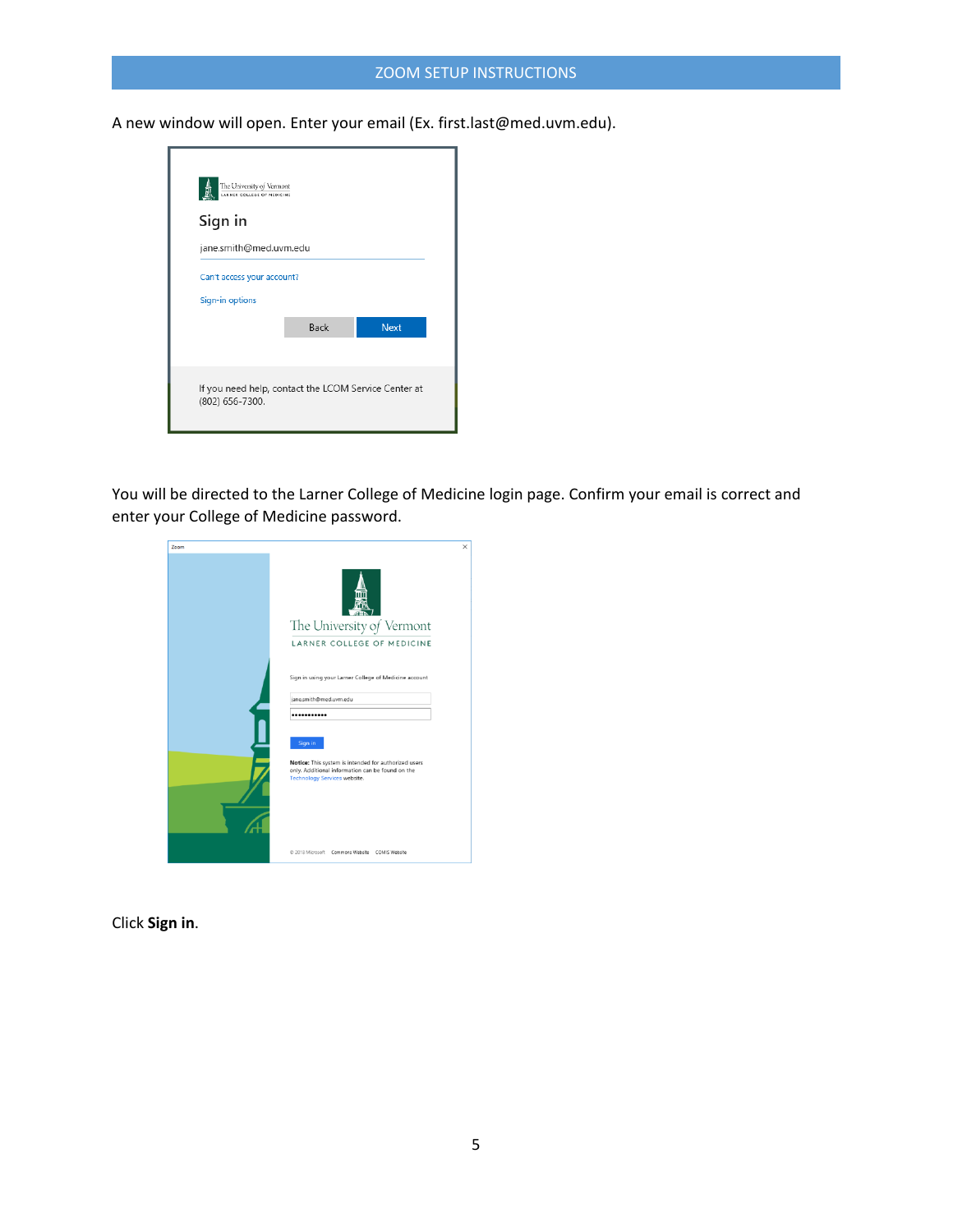A new window will open. Enter your email (Ex. first.last@med.uvm.edu).

You will be directed to the Larner College of Medicine login page. Confirm your email is correct and enter your College of Medicine password.

Click **Sign in**.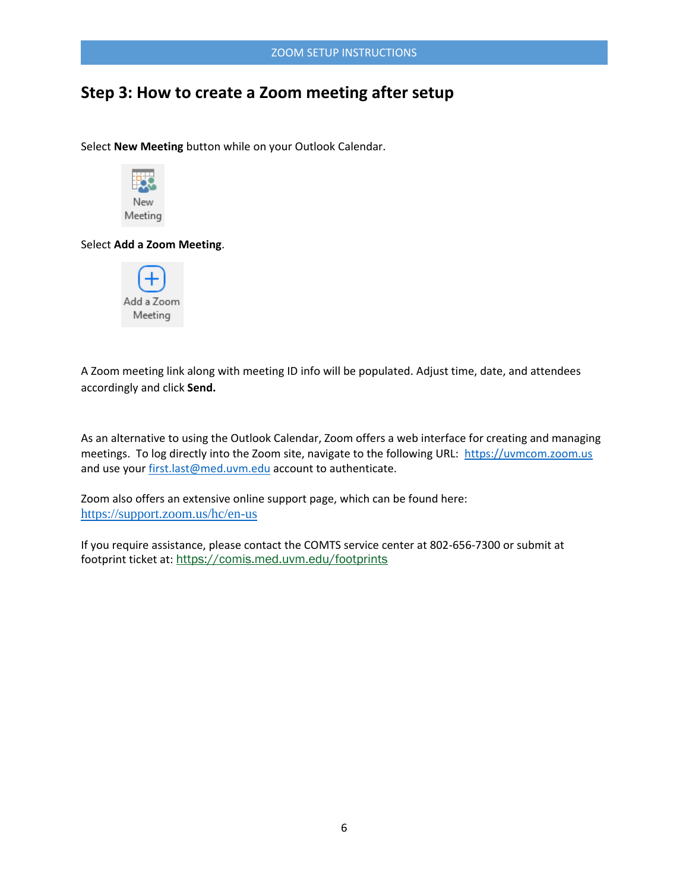## Step 3: How to create a Zoom meeting after setup

Select **New Meeting** button while on your Outlook Calendar.

New Meeting

Select **Add a Zoom Meeting**.

Add a Zoom Meeting

A Zoom meeting link along with meeting ID info will be populated. Adjust time, date, and attendees accordingly and click **Send.**

As an alternative to using the Outlook Calendar, Zoom offers a web interface for creating and managing meetings. To log directly into the Zoom site, navigate to the following URL: https://uvmcom.zoom.us and use your first.last@med.uvm.edu account to authenticate.

Zoom also offers an extensive online support page, which can be found here: https://support.zoom.us/hc/en-us

If you require assistance, please contact the COMTS service center at 802-656-7300 or submit at footprint ticket at: https://comis.med.uvm.edu/footprints